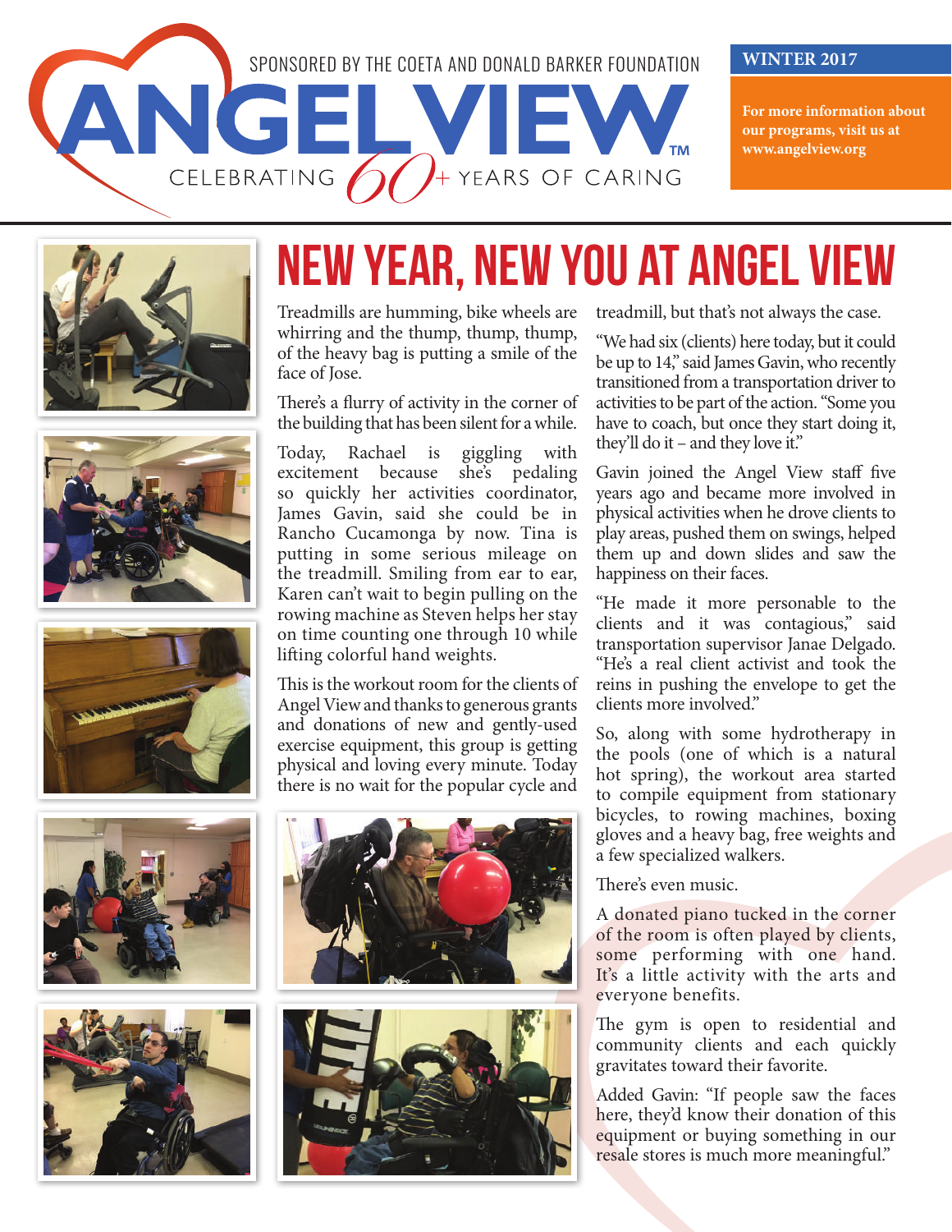SPONSORED BY THE COETA AND DONALD BARKER FOUNDATION

# ANGELVIEW™

CELEBRATING 60+ YEARS OF CARING

**WINTER 2017**

**For more information about our programs, visit us at www.angelview.org**

# NEW YEAR, NEW YOU AT ANGEL VIEW

Treadmills are humming, bike wheels are whirring and the thump, thump, thump, of the heavy bag is putting a smile of the face of Jose.

There's a flurry of activity in the corner of the building that has been silent for a while.

Today, Rachael is giggling with excitement because she's pedaling so quickly her activities coordinator, James Gavin, said she could be in Rancho Cucamonga by now. Tina is putting in some serious mileage on the treadmill. Smiling from ear to ear, Karen can't wait to begin pulling on the rowing machine as Steven helps her stay on time counting one through 10 while lifting colorful hand weights.

This is the workout room for the clients of Angel View and thanks to generous grants and donations of new and gently-used exercise equipment, this group is getting physical and loving every minute. Today there is no wait for the popular cycle and treadmill, but that's not always the case.

"We had six (clients) here today, but it could be up to 14," said James Gavin, who recently transitioned from a transportation driver to activities to be part of the action. "Some you have to coach, but once they start doing it, they'll do it – and they love it."

Gavin joined the Angel View staff five years ago and became more involved in physical activities when he drove clients to play areas, pushed them on swings, helped them up and down slides and saw the happiness on their faces.

"He made it more personable to the clients and it was contagious," said transportation supervisor Janae Delgado. "He's a real client activist and took the reins in pushing the envelope to get the clients more involved."

So, along with some hydrotherapy in the pools (one of which is a natural hot spring), the workout area started to compile equipment from stationary bicycles, to rowing machines, boxing gloves and a heavy bag, free weights and a few specialized walkers.

There's even music.

A donated piano tucked in the corner of the room is often played by clients, some performing with one hand. It's a little activity with the arts and everyone benefits.

The gym is open to residential and community clients and each quickly gravitates toward their favorite.

Added Gavin: "If people saw the faces here, they'd know their donation of this equipment or buying something in our resale stores is much more meaningful."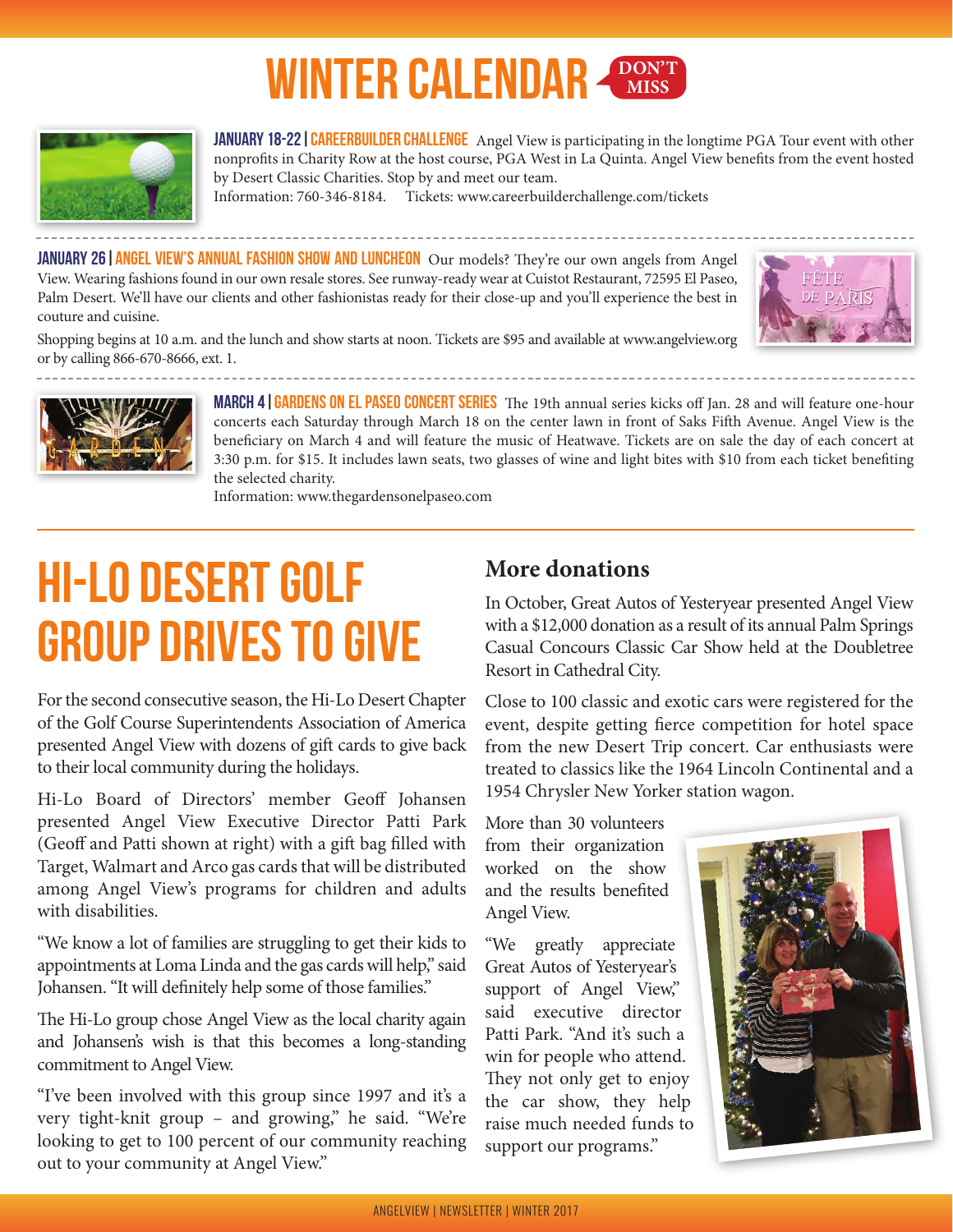# WINTER CALENDAR DON'T MISS

**JANUARY 18-22 | CAREERBUILDER CHALLENGE** Angel View is participating in the longtime PGA Tour event with other nonprofits in Charity Row at the host course, PGA West in La Quinta. Angel View benefits from the event hosted by Desert Classic Charities. Stop by and meet our team.
Information: 760-346-8184. Tickets: www.careerbuilderchallenge.com/tickets

**JANUARY 26 | ANGEL VIEW'S ANNUAL FASHION SHOW AND LUNCHEON** Our models? They're our own angels from Angel View. Wearing fashions found in our own resale stores. See runway-ready wear at Cuistot Restaurant, 72595 El Paseo, Palm Desert. We'll have our clients and other fashionistas ready for their close-up and you'll experience the best in couture and cuisine.

Shopping begins at 10 a.m. and the lunch and show starts at noon. Tickets are $95 and available at www.angelview.org or by calling 866-670-8666, ext. 1.

**MARCH 4 | GARDENS ON EL PASEO CONCERT SERIES** The 19th annual series kicks off Jan. 28 and will feature one-hour concerts each Saturday through March 18 on the center lawn in front of Saks Fifth Avenue. Angel View is the beneficiary on March 4 and will feature the music of Heatwave. Tickets are on sale the day of each concert at 3:30 p.m. for $15. It includes lawn seats, two glasses of wine and light bites with $10 from each ticket benefiting the selected charity.
Information: www.thegardensonelpaseo.com

# HI-LO DESERT GOLF GROUP DRIVES TO GIVE

For the second consecutive season, the Hi-Lo Desert Chapter of the Golf Course Superintendents Association of America presented Angel View with dozens of gift cards to give back to their local community during the holidays.

Hi-Lo Board of Directors' member Geoff Johansen presented Angel View Executive Director Patti Park (Geoff and Patti shown at right) with a gift bag filled with Target, Walmart and Arco gas cards that will be distributed among Angel View's programs for children and adults with disabilities.

"We know a lot of families are struggling to get their kids to appointments at Loma Linda and the gas cards will help," said Johansen. "It will definitely help some of those families."

The Hi-Lo group chose Angel View as the local charity again and Johansen's wish is that this becomes a long-standing commitment to Angel View.

"I've been involved with this group since 1997 and it's a very tight-knit group – and growing," he said. "We're looking to get to 100 percent of our community reaching out to your community at Angel View."

## More donations

In October, Great Autos of Yesteryear presented Angel View with a $12,000 donation as a result of its annual Palm Springs Casual Concours Classic Car Show held at the Doubletree Resort in Cathedral City.

Close to 100 classic and exotic cars were registered for the event, despite getting fierce competition for hotel space from the new Desert Trip concert. Car enthusiasts were treated to classics like the 1964 Lincoln Continental and a 1954 Chrysler New Yorker station wagon.

More than 30 volunteers from their organization worked on the show and the results benefited Angel View.

"We greatly appreciate Great Autos of Yesteryear's support of Angel View," said executive director Patti Park. "And it's such a win for people who attend. They not only get to enjoy the car show, they help raise much needed funds to support our programs."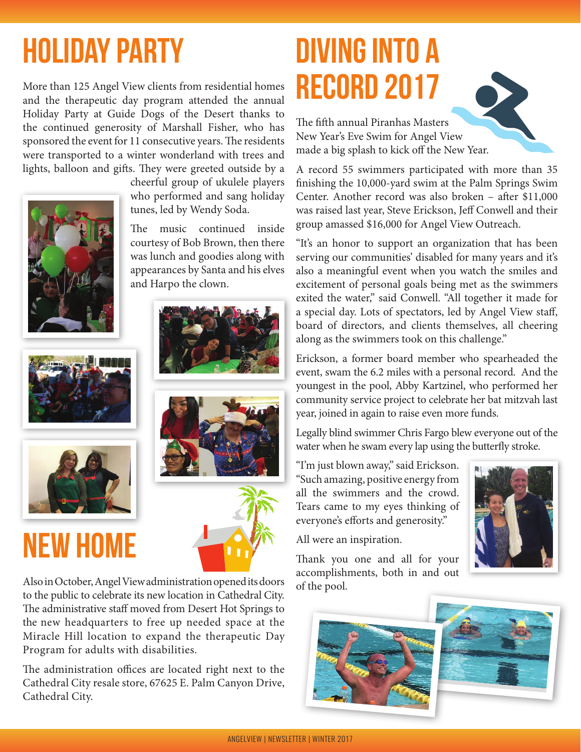# HOLIDAY PARTY

More than 125 Angel View clients from residential homes and the therapeutic day program attended the annual Holiday Party at Guide Dogs of the Desert thanks to the continued generosity of Marshall Fisher, who has sponsored the event for 11 consecutive years. The residents were transported to a winter wonderland with trees and lights, balloon and gifts. They were greeted outside by a cheerful group of ukulele players who performed and sang holiday tunes, led by Wendy Soda.

The music continued inside courtesy of Bob Brown, then there was lunch and goodies along with appearances by Santa and his elves and Harpo the clown.

# NEW HOME

Also in October, Angel View administration opened its doors to the public to celebrate its new location in Cathedral City. The administrative staff moved from Desert Hot Springs to the new headquarters to free up needed space at the Miracle Hill location to expand the therapeutic Day Program for adults with disabilities.

The administration offices are located right next to the Cathedral City resale store, 67625 E. Palm Canyon Drive, Cathedral City.

# DIVING INTO A RECORD 2017

The fifth annual Piranhas Masters New Year's Eve Swim for Angel View made a big splash to kick off the New Year.

A record 55 swimmers participated with more than 35 finishing the 10,000-yard swim at the Palm Springs Swim Center. Another record was also broken – after $11,000 was raised last year, Steve Erickson, Jeff Conwell and their group amassed $16,000 for Angel View Outreach.

"It's an honor to support an organization that has been serving our communities' disabled for many years and it's also a meaningful event when you watch the smiles and excitement of personal goals being met as the swimmers exited the water," said Conwell. "All together it made for a special day. Lots of spectators, led by Angel View staff, board of directors, and clients themselves, all cheering along as the swimmers took on this challenge."

Erickson, a former board member who spearheaded the event, swam the 6.2 miles with a personal record. And the youngest in the pool, Abby Kartzinel, who performed her community service project to celebrate her bat mitzvah last year, joined in again to raise even more funds.

Legally blind swimmer Chris Fargo blew everyone out of the water when he swam every lap using the butterfly stroke.

"I'm just blown away," said Erickson. "Such amazing, positive energy from all the swimmers and the crowd. Tears came to my eyes thinking of everyone's efforts and generosity."

All were an inspiration.

Thank you one and all for your accomplishments, both in and out of the pool.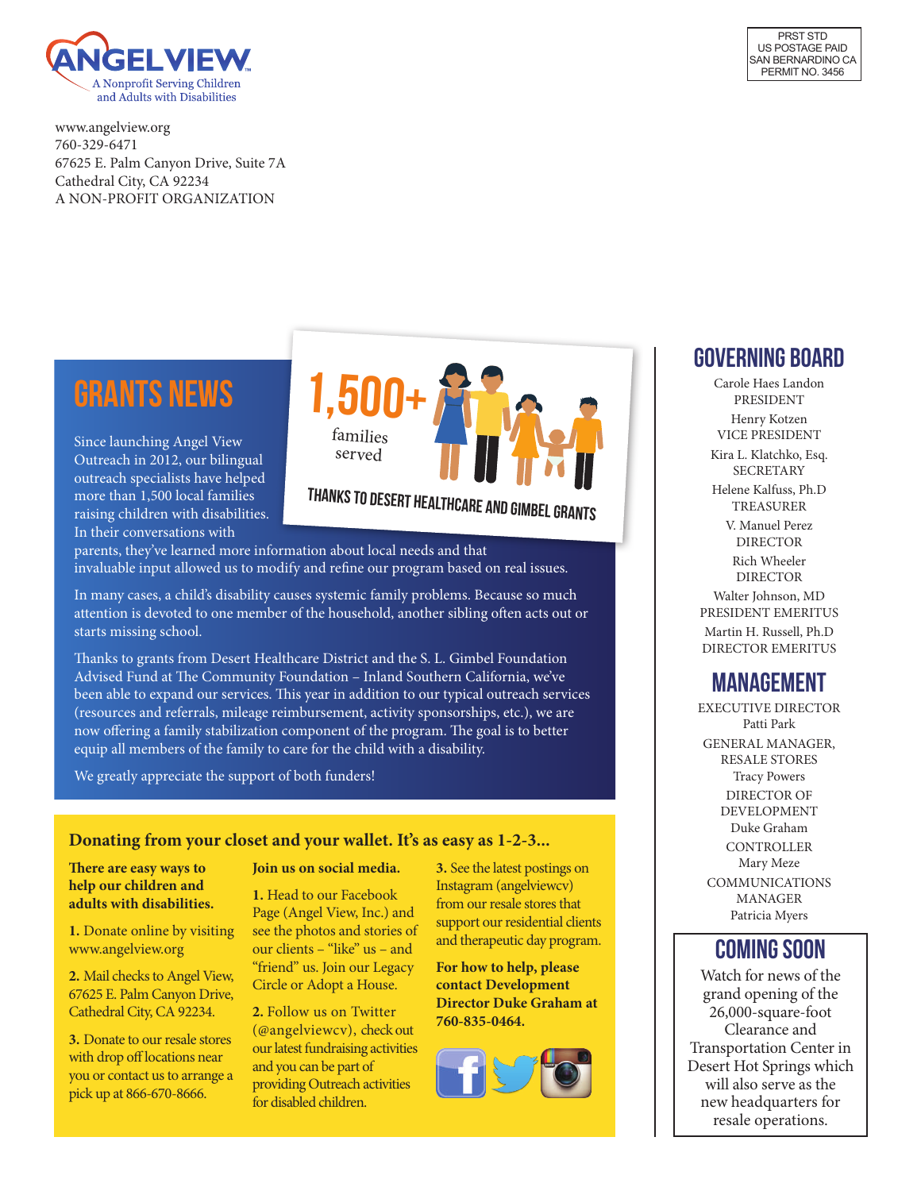ANGELVIEW™

A Nonprofit Serving Children and Adults with Disabilities

www.angelview.org
760-329-6471
67625 E. Palm Canyon Drive, Suite 7A
Cathedral City, CA 92234
A NON-PROFIT ORGANIZATION

PRST STD
US POSTAGE PAID
SAN BERNARDINO CA
PERMIT NO. 3456

## GRANTS NEWS

1,500+ families served

THANKS TO DESERT HEALTHCARE AND GIMBEL GRANTS

Since launching Angel View Outreach in 2012, our bilingual outreach specialists have helped more than 1,500 local families raising children with disabilities. In their conversations with parents, they've learned more information about local needs and that invaluable input allowed us to modify and refine our program based on real issues.

In many cases, a child's disability causes systemic family problems. Because so much attention is devoted to one member of the household, another sibling often acts out or starts missing school.

Thanks to grants from Desert Healthcare District and the S. L. Gimbel Foundation Advised Fund at The Community Foundation – Inland Southern California, we've been able to expand our services. This year in addition to our typical outreach services (resources and referrals, mileage reimbursement, activity sponsorships, etc.), we are now offering a family stabilization component of the program. The goal is to better equip all members of the family to care for the child with a disability.

We greatly appreciate the support of both funders!

### Donating from your closet and your wallet. It's as easy as 1-2-3...

**There are easy ways to help our children and adults with disabilities.**

**1.** Donate online by visiting www.angelview.org

**2.** Mail checks to Angel View, 67625 E. Palm Canyon Drive, Cathedral City, CA 92234.

**3.** Donate to our resale stores with drop off locations near you or contact us to arrange a pick up at 866-670-8666.

**Join us on social media.**

**1.** Head to our Facebook Page (Angel View, Inc.) and see the photos and stories of our clients – "like" us – and "friend" us. Join our Legacy Circle or Adopt a House.

**2.** Follow us on Twitter (@angelviewcv), check out our latest fundraising activities and you can be part of providing Outreach activities for disabled children.

**3.** See the latest postings on Instagram (angelviewcv) from our resale stores that support our residential clients and therapeutic day program.

**For how to help, please contact Development Director Duke Graham at 760-835-0464.**

## GOVERNING BOARD

Carole Haes Landon
PRESIDENT

Henry Kotzen
VICE PRESIDENT

Kira L. Klatchko, Esq.
SECRETARY

Helene Kalfuss, Ph.D
TREASURER

V. Manuel Perez
DIRECTOR

Rich Wheeler
DIRECTOR

Walter Johnson, MD
PRESIDENT EMERITUS

Martin H. Russell, Ph.D
DIRECTOR EMERITUS

## MANAGEMENT

EXECUTIVE DIRECTOR
Patti Park

GENERAL MANAGER, RESALE STORES
Tracy Powers

DIRECTOR OF DEVELOPMENT
Duke Graham

CONTROLLER
Mary Meze

COMMUNICATIONS MANAGER
Patricia Myers

## COMING SOON

Watch for news of the grand opening of the 26,000-square-foot Clearance and Transportation Center in Desert Hot Springs which will also serve as the new headquarters for resale operations.